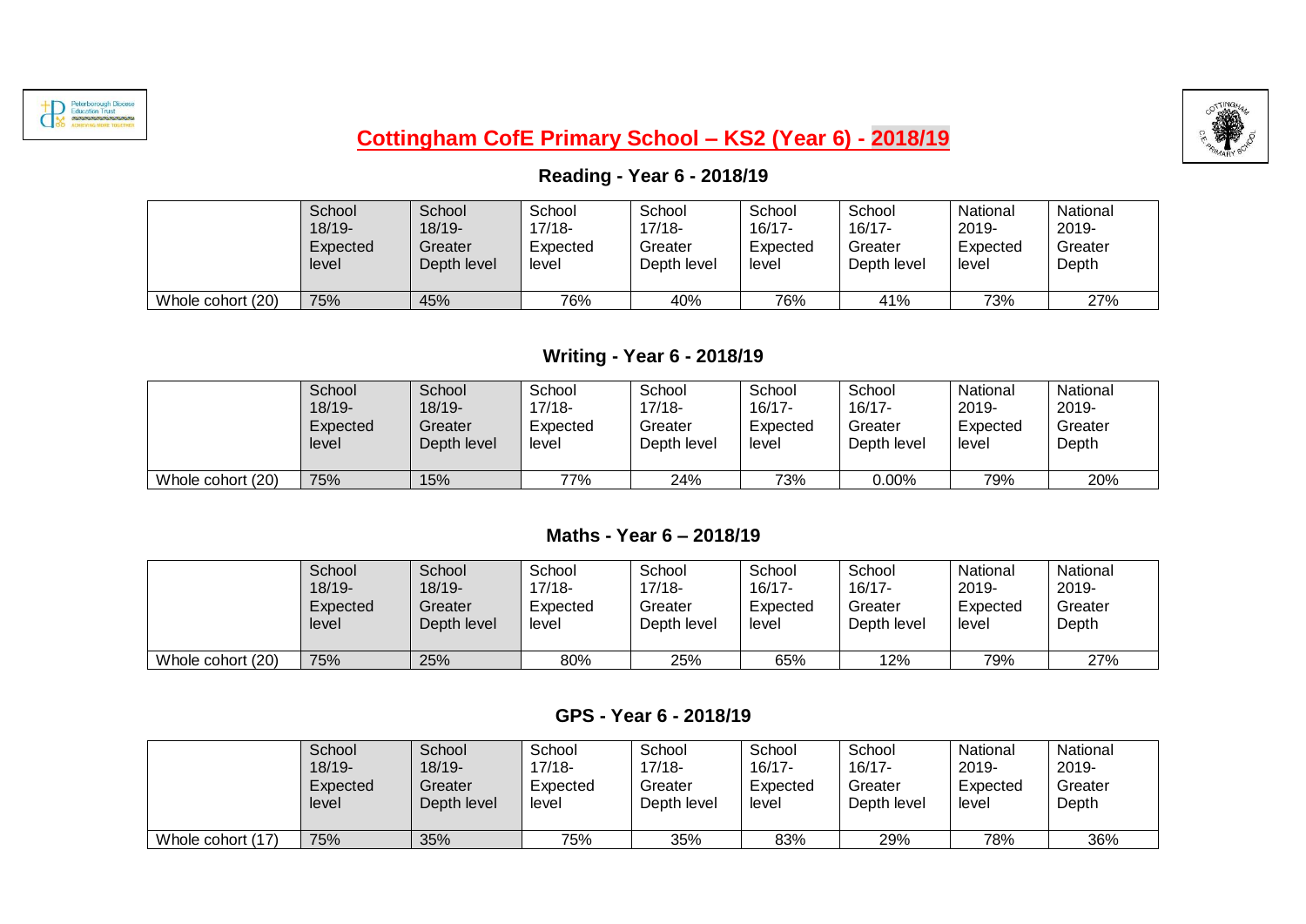# Cottingham CofE Primary School – KS2 (Year 6) - 2018/19

## Reading - Year 6 - 2018/19

| | School 18/19- Expected level | School 18/19- Greater Depth level | School 17/18- Expected level | School 17/18- Greater Depth level | School 16/17- Expected level | School 16/17- Greater Depth level | National 2019- Expected level | National 2019- Greater Depth |
|---|---|---|---|---|---|---|---|---|
| Whole cohort (20) | 75% | 45% | 76% | 40% | 76% | 41% | 73% | 27% |

## Writing - Year 6 - 2018/19

| | School 18/19- Expected level | School 18/19- Greater Depth level | School 17/18- Expected level | School 17/18- Greater Depth level | School 16/17- Expected level | School 16/17- Greater Depth level | National 2019- Expected level | National 2019- Greater Depth |
|---|---|---|---|---|---|---|---|---|
| Whole cohort (20) | 75% | 15% | 77% | 24% | 73% | 0.00% | 79% | 20% |

## Maths - Year 6 – 2018/19

| | School 18/19- Expected level | School 18/19- Greater Depth level | School 17/18- Expected level | School 17/18- Greater Depth level | School 16/17- Expected level | School 16/17- Greater Depth level | National 2019- Expected level | National 2019- Greater Depth |
|---|---|---|---|---|---|---|---|---|
| Whole cohort (20) | 75% | 25% | 80% | 25% | 65% | 12% | 79% | 27% |

## GPS - Year 6 - 2018/19

| | School 18/19- Expected level | School 18/19- Greater Depth level | School 17/18- Expected level | School 17/18- Greater Depth level | School 16/17- Expected level | School 16/17- Greater Depth level | National 2019- Expected level | National 2019- Greater Depth |
|---|---|---|---|---|---|---|---|---|
| Whole cohort (17) | 75% | 35% | 75% | 35% | 83% | 29% | 78% | 36% |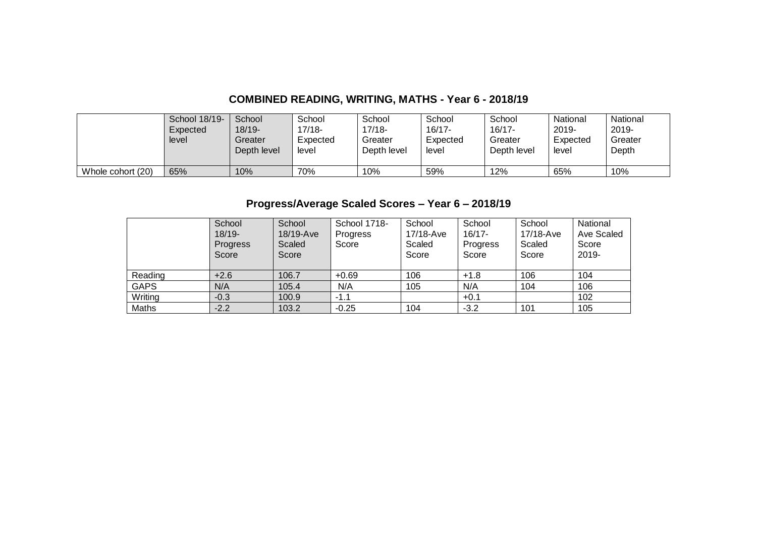## COMBINED READING, WRITING, MATHS - Year 6 - 2018/19

| | School 18/19- Expected level | School 18/19- Greater Depth level | School 17/18- Expected level | School 17/18- Greater Depth level | School 16/17- Expected level | School 16/17- Greater Depth level | National 2019- Expected level | National 2019- Greater Depth |
|---|---|---|---|---|---|---|---|---|
| Whole cohort (20) | 65% | 10% | 70% | 10% | 59% | 12% | 65% | 10% |

## Progress/Average Scaled Scores – Year 6 – 2018/19

| | School 18/19- Progress Score | School 18/19-Ave Scaled Score | School 1718- Progress Score | School 17/18-Ave Scaled Score | School 16/17- Progress Score | School 17/18-Ave Scaled Score | National Ave Scaled Score 2019- |
|---|---|---|---|---|---|---|---|
| Reading | +2.6 | 106.7 | +0.69 | 106 | +1.8 | 106 | 104 |
| GAPS | N/A | 105.4 | N/A | 105 | N/A | 104 | 106 |
| Writing | -0.3 | 100.9 | -1.1 | | +0.1 | | 102 |
| Maths | -2.2 | 103.2 | -0.25 | 104 | -3.2 | 101 | 105 |